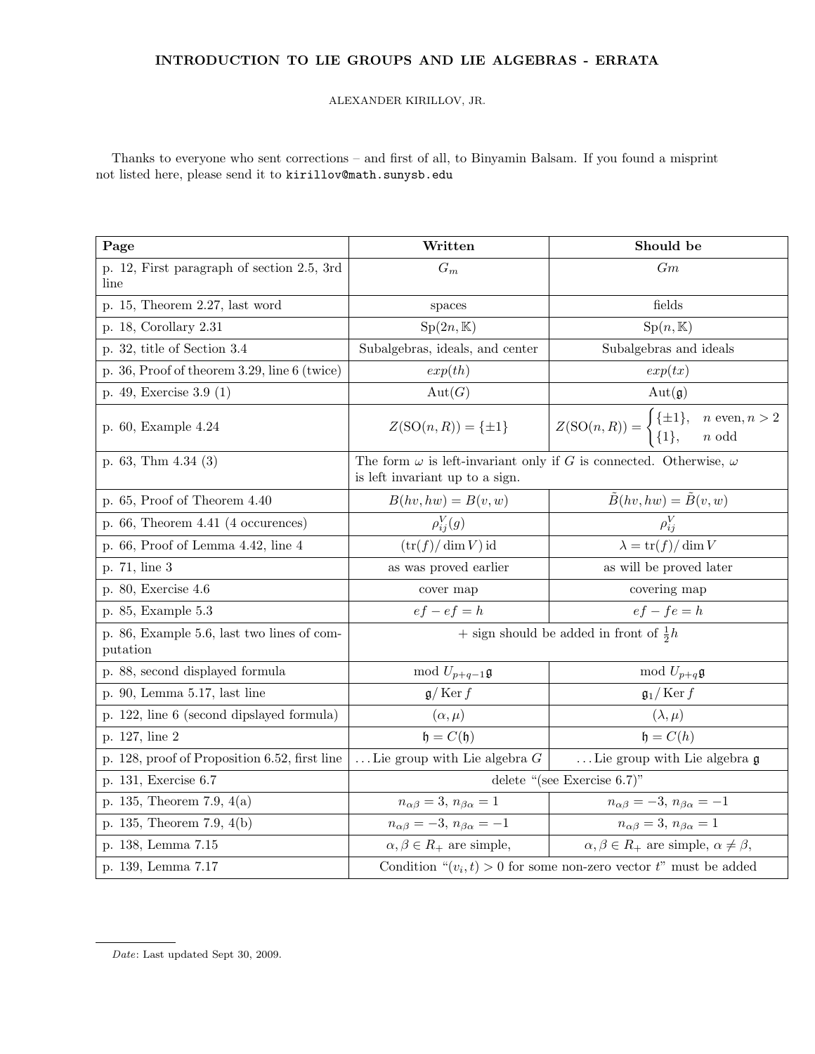# INTRODUCTION TO LIE GROUPS AND LIE ALGEBRAS - ERRATA

ALEXANDER KIRILLOV, JR.

Thanks to everyone who sent corrections – and first of all, to Binyamin Balsam. If you found a misprint not listed here, please send it to `kirillov@math.sunysb.edu`

| Page | Written | Should be |
|---|---|---|
| p. 12, First paragraph of section 2.5, 3rd line | $G_m$ | $Gm$ |
| p. 15, Theorem 2.27, last word | spaces | fields |
| p. 18, Corollary 2.31 | $\mathrm{Sp}(2n, \mathbb{K})$ | $\mathrm{Sp}(n, \mathbb{K})$ |
| p. 32, title of Section 3.4 | Subalgebras, ideals, and center | Subalgebras and ideals |
| p. 36, Proof of theorem 3.29, line 6 (twice) | $exp(th)$ | $exp(tx)$ |
| p. 49, Exercise 3.9 (1) | $\mathrm{Aut}(G)$ | $\mathrm{Aut}(\mathfrak{g})$ |
| p. 60, Example 4.24 | $Z(\mathrm{SO}(n, R)) = \{\pm 1\}$ | $Z(\mathrm{SO}(n, R)) = \begin{cases} \{\pm 1\}, & n \text{ even}, n > 2 \\ \{1\}, & n \text{ odd} \end{cases}$ |
| p. 63, Thm 4.34 (3) | The form $\omega$ is left-invariant only if $G$ is connected. Otherwise, $\omega$ is left invariant up to a sign. | |
| p. 65, Proof of Theorem 4.40 | $B(hv, hw) = B(v, w)$ | $\tilde{B}(hv, hw) = \tilde{B}(v, w)$ |
| p. 66, Theorem 4.41 (4 occurences) | $\rho^V_{ij}(g)$ | $\rho^V_{ij}$ |
| p. 66, Proof of Lemma 4.42, line 4 | $(\mathrm{tr}(f)/\dim V)\,\mathrm{id}$ | $\lambda = \mathrm{tr}(f)/\dim V$ |
| p. 71, line 3 | as was proved earlier | as will be proved later |
| p. 80, Exercise 4.6 | cover map | covering map |
| p. 85, Example 5.3 | $ef - ef = h$ | $ef - fe = h$ |
| p. 86, Example 5.6, last two lines of computation | $+$ sign should be added in front of $\frac{1}{2}h$ | |
| p. 88, second displayed formula | mod $U_{p+q-1}\mathfrak{g}$ | mod $U_{p+q}\mathfrak{g}$ |
| p. 90, Lemma 5.17, last line | $\mathfrak{g}/\operatorname{Ker} f$ | $\mathfrak{g}_1/\operatorname{Ker} f$ |
| p. 122, line 6 (second dipslayed formula) | $(\alpha, \mu)$ | $(\lambda, \mu)$ |
| p. 127, line 2 | $\mathfrak{h} = C(\mathfrak{h})$ | $\mathfrak{h} = C(h)$ |
| p. 128, proof of Proposition 6.52, first line | ...Lie group with Lie algebra $G$ | ...Lie group with Lie algebra $\mathfrak{g}$ |
| p. 131, Exercise 6.7 | delete "(see Exercise 6.7)" | |
| p. 135, Theorem 7.9, 4(a) | $n_{\alpha\beta} = 3$, $n_{\beta\alpha} = 1$ | $n_{\alpha\beta} = -3$, $n_{\beta\alpha} = -1$ |
| p. 135, Theorem 7.9, 4(b) | $n_{\alpha\beta} = -3$, $n_{\beta\alpha} = -1$ | $n_{\alpha\beta} = 3$, $n_{\beta\alpha} = 1$ |
| p. 138, Lemma 7.15 | $\alpha, \beta \in R_+$ are simple, | $\alpha, \beta \in R_+$ are simple, $\alpha \neq \beta$, |
| p. 139, Lemma 7.17 | Condition "$(v_i, t) > 0$ for some non-zero vector $t$" must be added | |

*Date*: Last updated Sept 30, 2009.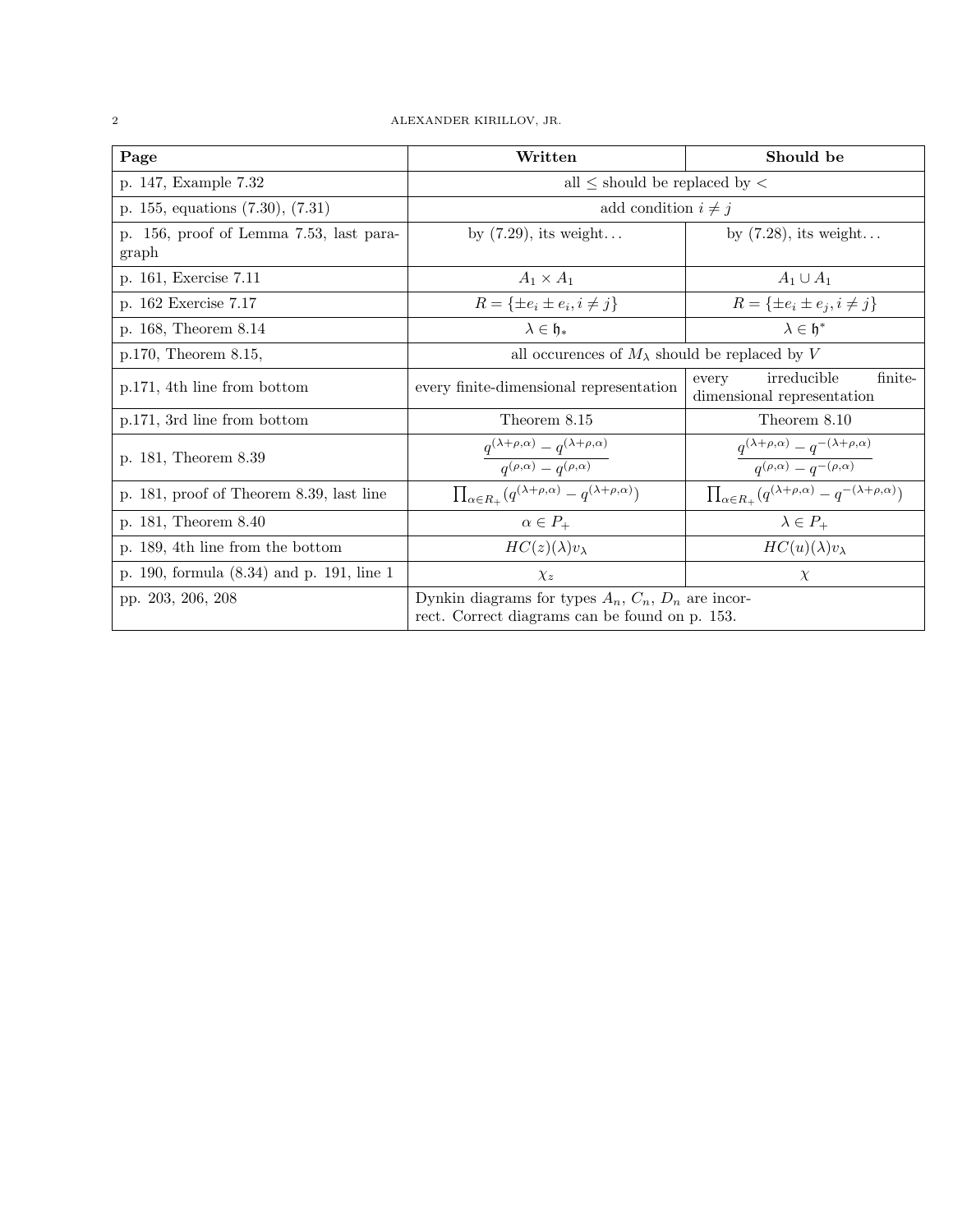| Page | Written | Should be |
|---|---|---|
| p. 147, Example 7.32 | all $\leq$ should be replaced by $<$ | |
| p. 155, equations (7.30), (7.31) | add condition $i \neq j$ | |
| p. 156, proof of Lemma 7.53, last paragraph | by (7.29), its weight... | by (7.28), its weight... |
| p. 161, Exercise 7.11 | $A_1 \times A_1$ | $A_1 \cup A_1$ |
| p. 162 Exercise 7.17 | $R = \{\pm e_i \pm e_i, i \neq j\}$ | $R = \{\pm e_i \pm e_j, i \neq j\}$ |
| p. 168, Theorem 8.14 | $\lambda \in \mathfrak{h}_*$ | $\lambda \in \mathfrak{h}^*$ |
| p.170, Theorem 8.15, | all occurences of $M_\lambda$ should be replaced by $V$ | |
| p.171, 4th line from bottom | every finite-dimensional representation | every irreducible finite-dimensional representation |
| p.171, 3rd line from bottom | Theorem 8.15 | Theorem 8.10 |
| p. 181, Theorem 8.39 | $\dfrac{q^{(\lambda+\rho,\alpha)} - q^{(\lambda+\rho,\alpha)}}{q^{(\rho,\alpha)} - q^{(\rho,\alpha)}}$ | $\dfrac{q^{(\lambda+\rho,\alpha)} - q^{-(\lambda+\rho,\alpha)}}{q^{(\rho,\alpha)} - q^{-(\rho,\alpha)}}$ |
| p. 181, proof of Theorem 8.39, last line | $\prod_{\alpha \in R_+}(q^{(\lambda+\rho,\alpha)} - q^{(\lambda+\rho,\alpha)})$ | $\prod_{\alpha \in R_+}(q^{(\lambda+\rho,\alpha)} - q^{-(\lambda+\rho,\alpha)})$ |
| p. 181, Theorem 8.40 | $\alpha \in P_+$ | $\lambda \in P_+$ |
| p. 189, 4th line from the bottom | $HC(z)(\lambda)v_\lambda$ | $HC(u)(\lambda)v_\lambda$ |
| p. 190, formula (8.34) and p. 191, line 1 | $\chi_z$ | $\chi$ |
| pp. 203, 206, 208 | Dynkin diagrams for types $A_n$, $C_n$, $D_n$ are incorrect. Correct diagrams can be found on p. 153. | |